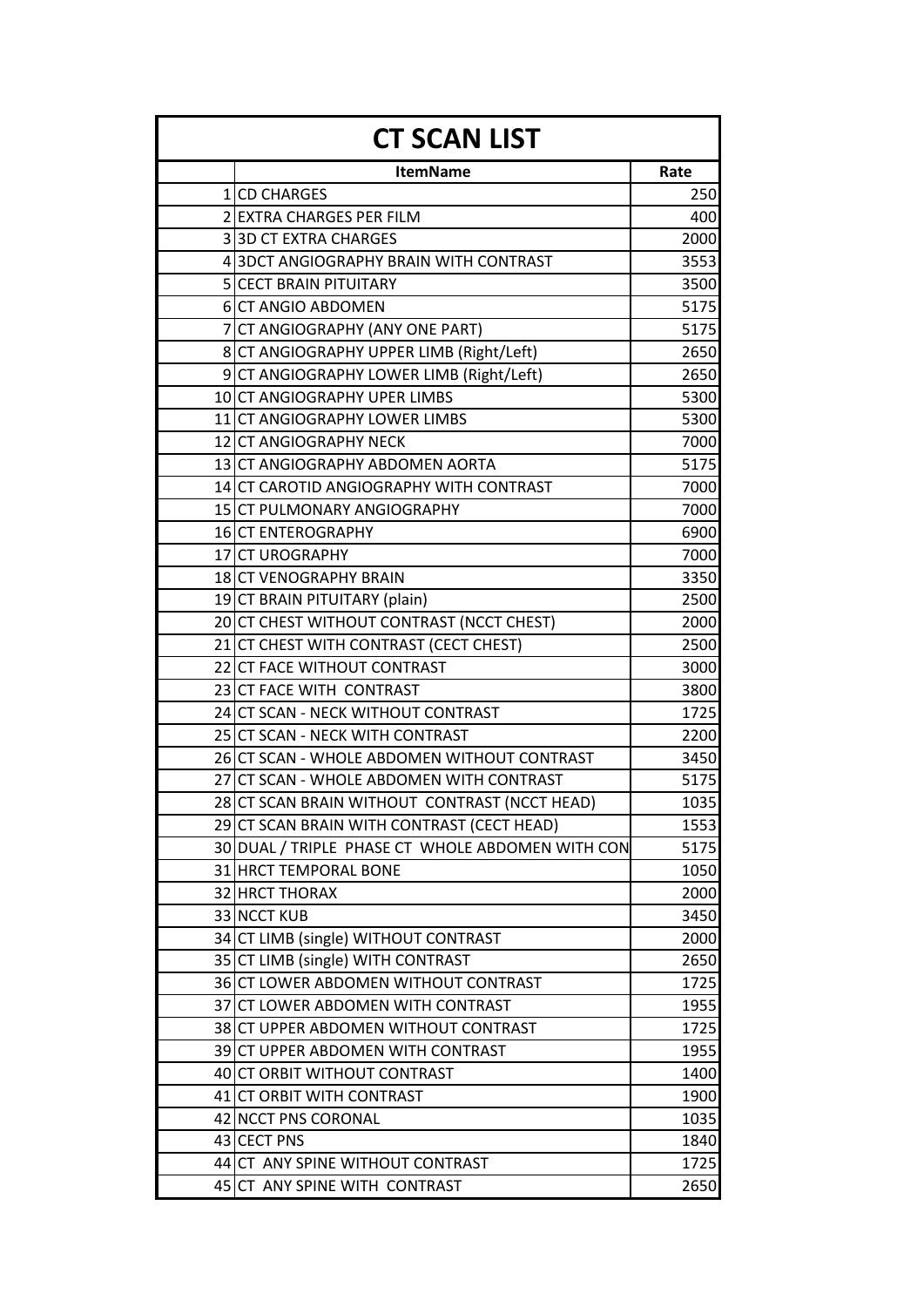# CT SCAN LIST

| | ItemName | Rate |
|---|---|---|
| 1 | CD CHARGES | 250 |
| 2 | EXTRA CHARGES PER FILM | 400 |
| 3 | 3D CT EXTRA CHARGES | 2000 |
| 4 | 3DCT ANGIOGRAPHY BRAIN WITH CONTRAST | 3553 |
| 5 | CECT BRAIN PITUITARY | 3500 |
| 6 | CT ANGIO ABDOMEN | 5175 |
| 7 | CT ANGIOGRAPHY (ANY ONE PART) | 5175 |
| 8 | CT ANGIOGRAPHY UPPER LIMB (Right/Left) | 2650 |
| 9 | CT ANGIOGRAPHY LOWER LIMB (Right/Left) | 2650 |
| 10 | CT ANGIOGRAPHY UPER LIMBS | 5300 |
| 11 | CT ANGIOGRAPHY LOWER LIMBS | 5300 |
| 12 | CT ANGIOGRAPHY NECK | 7000 |
| 13 | CT ANGIOGRAPHY ABDOMEN AORTA | 5175 |
| 14 | CT CAROTID ANGIOGRAPHY WITH CONTRAST | 7000 |
| 15 | CT PULMONARY ANGIOGRAPHY | 7000 |
| 16 | CT ENTEROGRAPHY | 6900 |
| 17 | CT UROGRAPHY | 7000 |
| 18 | CT VENOGRAPHY BRAIN | 3350 |
| 19 | CT BRAIN PITUITARY (plain) | 2500 |
| 20 | CT CHEST WITHOUT CONTRAST (NCCT CHEST) | 2000 |
| 21 | CT CHEST WITH CONTRAST (CECT CHEST) | 2500 |
| 22 | CT FACE WITHOUT CONTRAST | 3000 |
| 23 | CT FACE WITH CONTRAST | 3800 |
| 24 | CT SCAN - NECK WITHOUT CONTRAST | 1725 |
| 25 | CT SCAN - NECK WITH CONTRAST | 2200 |
| 26 | CT SCAN - WHOLE ABDOMEN WITHOUT CONTRAST | 3450 |
| 27 | CT SCAN - WHOLE ABDOMEN WITH CONTRAST | 5175 |
| 28 | CT SCAN BRAIN WITHOUT CONTRAST (NCCT HEAD) | 1035 |
| 29 | CT SCAN BRAIN WITH CONTRAST (CECT HEAD) | 1553 |
| 30 | DUAL / TRIPLE PHASE CT WHOLE ABDOMEN WITH CON | 5175 |
| 31 | HRCT TEMPORAL BONE | 1050 |
| 32 | HRCT THORAX | 2000 |
| 33 | NCCT KUB | 3450 |
| 34 | CT LIMB (single) WITHOUT CONTRAST | 2000 |
| 35 | CT LIMB (single) WITH CONTRAST | 2650 |
| 36 | CT LOWER ABDOMEN WITHOUT CONTRAST | 1725 |
| 37 | CT LOWER ABDOMEN WITH CONTRAST | 1955 |
| 38 | CT UPPER ABDOMEN WITHOUT CONTRAST | 1725 |
| 39 | CT UPPER ABDOMEN WITH CONTRAST | 1955 |
| 40 | CT ORBIT WITHOUT CONTRAST | 1400 |
| 41 | CT ORBIT WITH CONTRAST | 1900 |
| 42 | NCCT PNS CORONAL | 1035 |
| 43 | CECT PNS | 1840 |
| 44 | CT ANY SPINE WITHOUT CONTRAST | 1725 |
| 45 | CT ANY SPINE WITH CONTRAST | 2650 |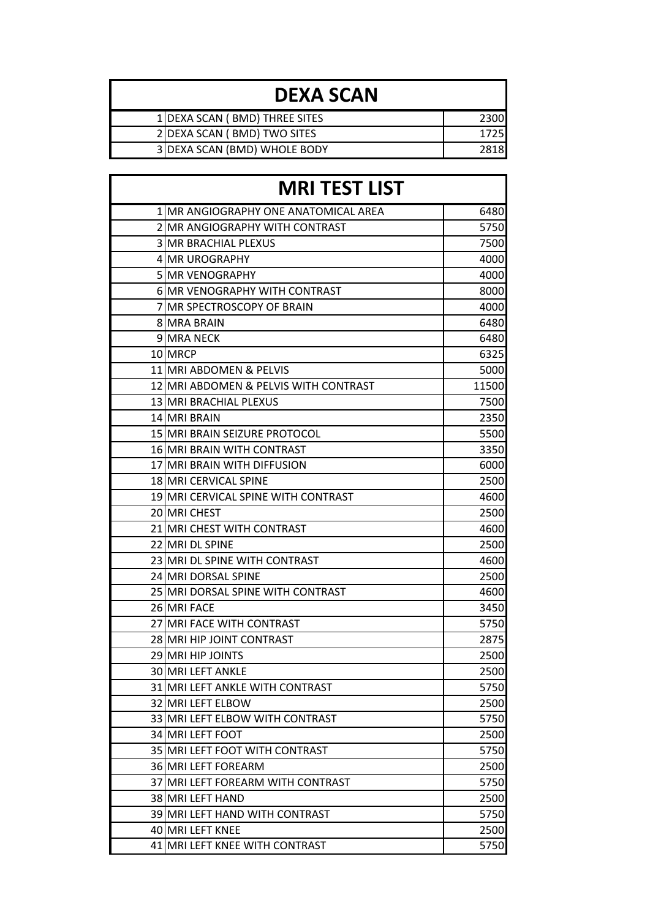## DEXA SCAN

| | | |
|---|---|---|
| 1 | DEXA SCAN ( BMD) THREE SITES | 2300 |
| 2 | DEXA SCAN ( BMD) TWO SITES | 1725 |
| 3 | DEXA SCAN (BMD) WHOLE BODY | 2818 |

## MRI TEST LIST

| | | |
|---|---|---|
| 1 | MR ANGIOGRAPHY ONE ANATOMICAL AREA | 6480 |
| 2 | MR ANGIOGRAPHY WITH CONTRAST | 5750 |
| 3 | MR BRACHIAL PLEXUS | 7500 |
| 4 | MR UROGRAPHY | 4000 |
| 5 | MR VENOGRAPHY | 4000 |
| 6 | MR VENOGRAPHY WITH CONTRAST | 8000 |
| 7 | MR SPECTROSCOPY OF BRAIN | 4000 |
| 8 | MRA BRAIN | 6480 |
| 9 | MRA NECK | 6480 |
| 10 | MRCP | 6325 |
| 11 | MRI ABDOMEN & PELVIS | 5000 |
| 12 | MRI ABDOMEN & PELVIS WITH CONTRAST | 11500 |
| 13 | MRI BRACHIAL PLEXUS | 7500 |
| 14 | MRI BRAIN | 2350 |
| 15 | MRI BRAIN SEIZURE PROTOCOL | 5500 |
| 16 | MRI BRAIN WITH CONTRAST | 3350 |
| 17 | MRI BRAIN WITH DIFFUSION | 6000 |
| 18 | MRI CERVICAL SPINE | 2500 |
| 19 | MRI CERVICAL SPINE WITH CONTRAST | 4600 |
| 20 | MRI CHEST | 2500 |
| 21 | MRI CHEST WITH CONTRAST | 4600 |
| 22 | MRI DL SPINE | 2500 |
| 23 | MRI DL SPINE WITH CONTRAST | 4600 |
| 24 | MRI DORSAL SPINE | 2500 |
| 25 | MRI DORSAL SPINE WITH CONTRAST | 4600 |
| 26 | MRI FACE | 3450 |
| 27 | MRI FACE WITH CONTRAST | 5750 |
| 28 | MRI HIP JOINT CONTRAST | 2875 |
| 29 | MRI HIP JOINTS | 2500 |
| 30 | MRI LEFT ANKLE | 2500 |
| 31 | MRI LEFT ANKLE WITH CONTRAST | 5750 |
| 32 | MRI LEFT ELBOW | 2500 |
| 33 | MRI LEFT ELBOW WITH CONTRAST | 5750 |
| 34 | MRI LEFT FOOT | 2500 |
| 35 | MRI LEFT FOOT WITH CONTRAST | 5750 |
| 36 | MRI LEFT FOREARM | 2500 |
| 37 | MRI LEFT FOREARM WITH CONTRAST | 5750 |
| 38 | MRI LEFT HAND | 2500 |
| 39 | MRI LEFT HAND WITH CONTRAST | 5750 |
| 40 | MRI LEFT KNEE | 2500 |
| 41 | MRI LEFT KNEE WITH CONTRAST | 5750 |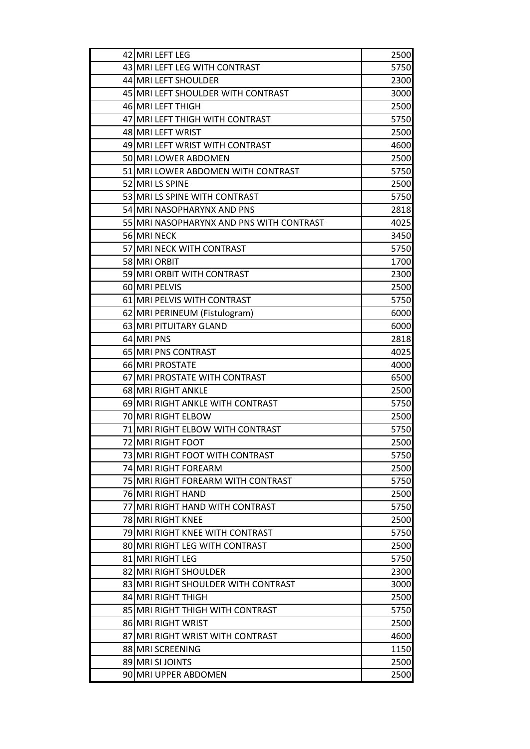| | | |
|---|---|---|
| 42 | MRI LEFT LEG | 2500 |
| 43 | MRI LEFT LEG WITH CONTRAST | 5750 |
| 44 | MRI LEFT SHOULDER | 2300 |
| 45 | MRI LEFT SHOULDER WITH CONTRAST | 3000 |
| 46 | MRI LEFT THIGH | 2500 |
| 47 | MRI LEFT THIGH WITH CONTRAST | 5750 |
| 48 | MRI LEFT WRIST | 2500 |
| 49 | MRI LEFT WRIST WITH CONTRAST | 4600 |
| 50 | MRI LOWER ABDOMEN | 2500 |
| 51 | MRI LOWER ABDOMEN WITH CONTRAST | 5750 |
| 52 | MRI LS SPINE | 2500 |
| 53 | MRI LS SPINE WITH CONTRAST | 5750 |
| 54 | MRI NASOPHARYNX AND PNS | 2818 |
| 55 | MRI NASOPHARYNX AND PNS WITH CONTRAST | 4025 |
| 56 | MRI NECK | 3450 |
| 57 | MRI NECK WITH CONTRAST | 5750 |
| 58 | MRI ORBIT | 1700 |
| 59 | MRI ORBIT WITH CONTRAST | 2300 |
| 60 | MRI PELVIS | 2500 |
| 61 | MRI PELVIS WITH CONTRAST | 5750 |
| 62 | MRI PERINEUM (Fistulogram) | 6000 |
| 63 | MRI PITUITARY GLAND | 6000 |
| 64 | MRI PNS | 2818 |
| 65 | MRI PNS CONTRAST | 4025 |
| 66 | MRI PROSTATE | 4000 |
| 67 | MRI PROSTATE WITH CONTRAST | 6500 |
| 68 | MRI RIGHT ANKLE | 2500 |
| 69 | MRI RIGHT ANKLE WITH CONTRAST | 5750 |
| 70 | MRI RIGHT ELBOW | 2500 |
| 71 | MRI RIGHT ELBOW WITH CONTRAST | 5750 |
| 72 | MRI RIGHT FOOT | 2500 |
| 73 | MRI RIGHT FOOT WITH CONTRAST | 5750 |
| 74 | MRI RIGHT FOREARM | 2500 |
| 75 | MRI RIGHT FOREARM WITH CONTRAST | 5750 |
| 76 | MRI RIGHT HAND | 2500 |
| 77 | MRI RIGHT HAND WITH CONTRAST | 5750 |
| 78 | MRI RIGHT KNEE | 2500 |
| 79 | MRI RIGHT KNEE WITH CONTRAST | 5750 |
| 80 | MRI RIGHT LEG WITH CONTRAST | 2500 |
| 81 | MRI RIGHT LEG | 5750 |
| 82 | MRI RIGHT SHOULDER | 2300 |
| 83 | MRI RIGHT SHOULDER WITH CONTRAST | 3000 |
| 84 | MRI RIGHT THIGH | 2500 |
| 85 | MRI RIGHT THIGH WITH CONTRAST | 5750 |
| 86 | MRI RIGHT WRIST | 2500 |
| 87 | MRI RIGHT WRIST WITH CONTRAST | 4600 |
| 88 | MRI SCREENING | 1150 |
| 89 | MRI SI JOINTS | 2500 |
| 90 | MRI UPPER ABDOMEN | 2500 |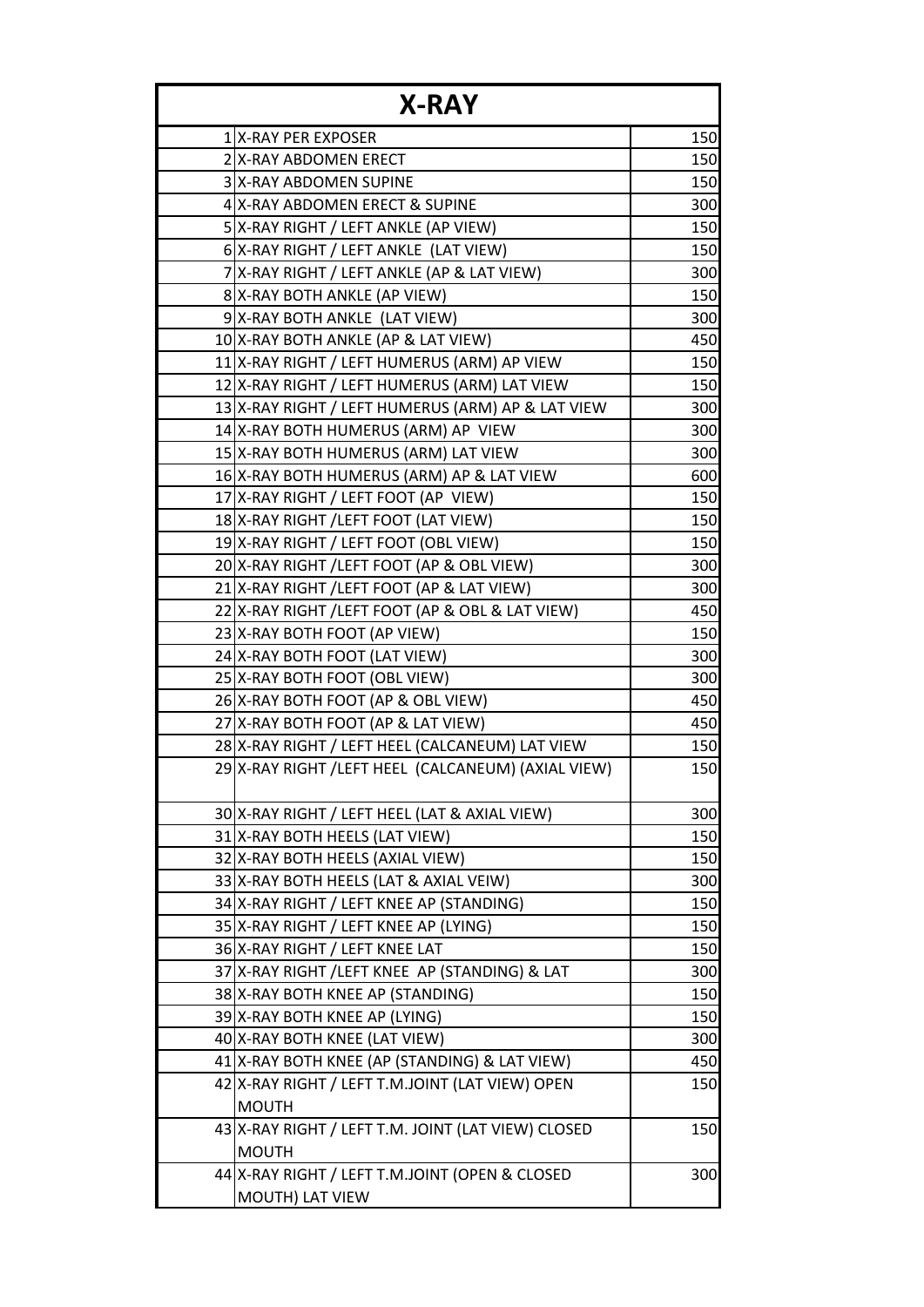# X-RAY

| | | |
|---|---|---|
| 1 | X-RAY PER EXPOSER | 150 |
| 2 | X-RAY ABDOMEN ERECT | 150 |
| 3 | X-RAY ABDOMEN SUPINE | 150 |
| 4 | X-RAY ABDOMEN ERECT & SUPINE | 300 |
| 5 | X-RAY RIGHT / LEFT ANKLE (AP VIEW) | 150 |
| 6 | X-RAY RIGHT / LEFT ANKLE (LAT VIEW) | 150 |
| 7 | X-RAY RIGHT / LEFT ANKLE (AP & LAT VIEW) | 300 |
| 8 | X-RAY BOTH ANKLE (AP VIEW) | 150 |
| 9 | X-RAY BOTH ANKLE (LAT VIEW) | 300 |
| 10 | X-RAY BOTH ANKLE (AP & LAT VIEW) | 450 |
| 11 | X-RAY RIGHT / LEFT HUMERUS (ARM) AP VIEW | 150 |
| 12 | X-RAY RIGHT / LEFT HUMERUS (ARM) LAT VIEW | 150 |
| 13 | X-RAY RIGHT / LEFT HUMERUS (ARM) AP & LAT VIEW | 300 |
| 14 | X-RAY BOTH HUMERUS (ARM) AP VIEW | 300 |
| 15 | X-RAY BOTH HUMERUS (ARM) LAT VIEW | 300 |
| 16 | X-RAY BOTH HUMERUS (ARM) AP & LAT VIEW | 600 |
| 17 | X-RAY RIGHT / LEFT FOOT (AP VIEW) | 150 |
| 18 | X-RAY RIGHT /LEFT FOOT (LAT VIEW) | 150 |
| 19 | X-RAY RIGHT / LEFT FOOT (OBL VIEW) | 150 |
| 20 | X-RAY RIGHT /LEFT FOOT (AP & OBL VIEW) | 300 |
| 21 | X-RAY RIGHT /LEFT FOOT (AP & LAT VIEW) | 300 |
| 22 | X-RAY RIGHT /LEFT FOOT (AP & OBL & LAT VIEW) | 450 |
| 23 | X-RAY BOTH FOOT (AP VIEW) | 150 |
| 24 | X-RAY BOTH FOOT (LAT VIEW) | 300 |
| 25 | X-RAY BOTH FOOT (OBL VIEW) | 300 |
| 26 | X-RAY BOTH FOOT (AP & OBL VIEW) | 450 |
| 27 | X-RAY BOTH FOOT (AP & LAT VIEW) | 450 |
| 28 | X-RAY RIGHT / LEFT HEEL (CALCANEUM) LAT VIEW | 150 |
| 29 | X-RAY RIGHT /LEFT HEEL (CALCANEUM) (AXIAL VIEW) | 150 |
| 30 | X-RAY RIGHT / LEFT HEEL (LAT & AXIAL VIEW) | 300 |
| 31 | X-RAY BOTH HEELS (LAT VIEW) | 150 |
| 32 | X-RAY BOTH HEELS (AXIAL VIEW) | 150 |
| 33 | X-RAY BOTH HEELS (LAT & AXIAL VEIW) | 300 |
| 34 | X-RAY RIGHT / LEFT KNEE AP (STANDING) | 150 |
| 35 | X-RAY RIGHT / LEFT KNEE AP (LYING) | 150 |
| 36 | X-RAY RIGHT / LEFT KNEE LAT | 150 |
| 37 | X-RAY RIGHT /LEFT KNEE AP (STANDING) & LAT | 300 |
| 38 | X-RAY BOTH KNEE AP (STANDING) | 150 |
| 39 | X-RAY BOTH KNEE AP (LYING) | 150 |
| 40 | X-RAY BOTH KNEE (LAT VIEW) | 300 |
| 41 | X-RAY BOTH KNEE (AP (STANDING) & LAT VIEW) | 450 |
| 42 | X-RAY RIGHT / LEFT T.M.JOINT (LAT VIEW) OPEN MOUTH | 150 |
| 43 | X-RAY RIGHT / LEFT T.M. JOINT (LAT VIEW) CLOSED MOUTH | 150 |
| 44 | X-RAY RIGHT / LEFT T.M.JOINT (OPEN & CLOSED MOUTH) LAT VIEW | 300 |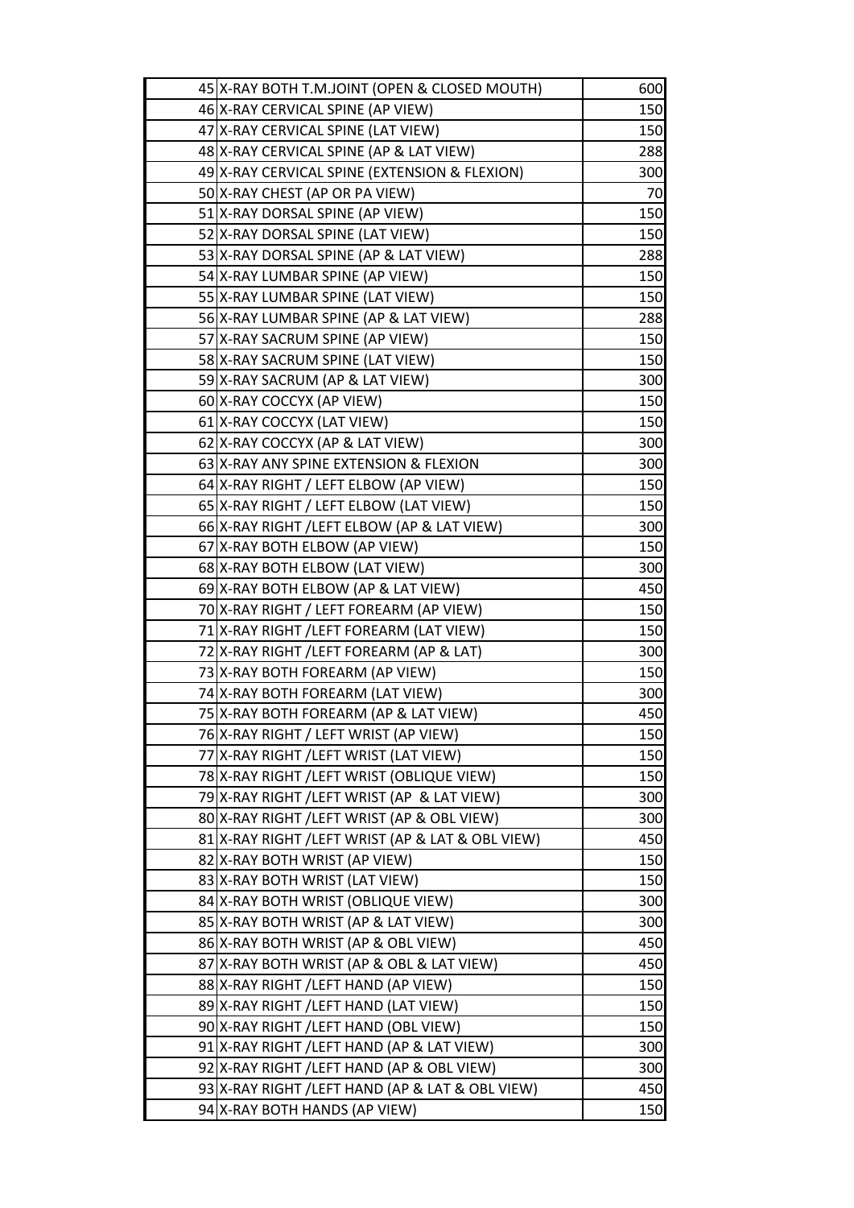| | | |
|---|---|---|
| 45 | X-RAY BOTH T.M.JOINT (OPEN & CLOSED MOUTH) | 600 |
| 46 | X-RAY CERVICAL SPINE (AP VIEW) | 150 |
| 47 | X-RAY CERVICAL SPINE (LAT VIEW) | 150 |
| 48 | X-RAY CERVICAL SPINE (AP & LAT VIEW) | 288 |
| 49 | X-RAY CERVICAL SPINE (EXTENSION & FLEXION) | 300 |
| 50 | X-RAY CHEST (AP OR PA VIEW) | 70 |
| 51 | X-RAY DORSAL SPINE (AP VIEW) | 150 |
| 52 | X-RAY DORSAL SPINE (LAT VIEW) | 150 |
| 53 | X-RAY DORSAL SPINE (AP & LAT VIEW) | 288 |
| 54 | X-RAY LUMBAR SPINE (AP VIEW) | 150 |
| 55 | X-RAY LUMBAR SPINE (LAT VIEW) | 150 |
| 56 | X-RAY LUMBAR SPINE (AP & LAT VIEW) | 288 |
| 57 | X-RAY SACRUM SPINE (AP VIEW) | 150 |
| 58 | X-RAY SACRUM SPINE (LAT VIEW) | 150 |
| 59 | X-RAY SACRUM (AP & LAT VIEW) | 300 |
| 60 | X-RAY COCCYX (AP VIEW) | 150 |
| 61 | X-RAY COCCYX (LAT VIEW) | 150 |
| 62 | X-RAY COCCYX (AP & LAT VIEW) | 300 |
| 63 | X-RAY ANY SPINE EXTENSION & FLEXION | 300 |
| 64 | X-RAY RIGHT / LEFT ELBOW (AP VIEW) | 150 |
| 65 | X-RAY RIGHT / LEFT ELBOW (LAT VIEW) | 150 |
| 66 | X-RAY RIGHT /LEFT ELBOW (AP & LAT VIEW) | 300 |
| 67 | X-RAY BOTH ELBOW (AP VIEW) | 150 |
| 68 | X-RAY BOTH ELBOW (LAT VIEW) | 300 |
| 69 | X-RAY BOTH ELBOW (AP & LAT VIEW) | 450 |
| 70 | X-RAY RIGHT / LEFT FOREARM (AP VIEW) | 150 |
| 71 | X-RAY RIGHT /LEFT FOREARM (LAT VIEW) | 150 |
| 72 | X-RAY RIGHT /LEFT FOREARM (AP & LAT) | 300 |
| 73 | X-RAY BOTH FOREARM (AP VIEW) | 150 |
| 74 | X-RAY BOTH FOREARM (LAT VIEW) | 300 |
| 75 | X-RAY BOTH FOREARM (AP & LAT VIEW) | 450 |
| 76 | X-RAY RIGHT / LEFT WRIST (AP VIEW) | 150 |
| 77 | X-RAY RIGHT /LEFT WRIST (LAT VIEW) | 150 |
| 78 | X-RAY RIGHT /LEFT WRIST (OBLIQUE VIEW) | 150 |
| 79 | X-RAY RIGHT /LEFT WRIST (AP & LAT VIEW) | 300 |
| 80 | X-RAY RIGHT /LEFT WRIST (AP & OBL VIEW) | 300 |
| 81 | X-RAY RIGHT /LEFT WRIST (AP & LAT & OBL VIEW) | 450 |
| 82 | X-RAY BOTH WRIST (AP VIEW) | 150 |
| 83 | X-RAY BOTH WRIST (LAT VIEW) | 150 |
| 84 | X-RAY BOTH WRIST (OBLIQUE VIEW) | 300 |
| 85 | X-RAY BOTH WRIST (AP & LAT VIEW) | 300 |
| 86 | X-RAY BOTH WRIST (AP & OBL VIEW) | 450 |
| 87 | X-RAY BOTH WRIST (AP & OBL & LAT VIEW) | 450 |
| 88 | X-RAY RIGHT /LEFT HAND (AP VIEW) | 150 |
| 89 | X-RAY RIGHT /LEFT HAND (LAT VIEW) | 150 |
| 90 | X-RAY RIGHT /LEFT HAND (OBL VIEW) | 150 |
| 91 | X-RAY RIGHT /LEFT HAND (AP & LAT VIEW) | 300 |
| 92 | X-RAY RIGHT /LEFT HAND (AP & OBL VIEW) | 300 |
| 93 | X-RAY RIGHT /LEFT HAND (AP & LAT & OBL VIEW) | 450 |
| 94 | X-RAY BOTH HANDS (AP VIEW) | 150 |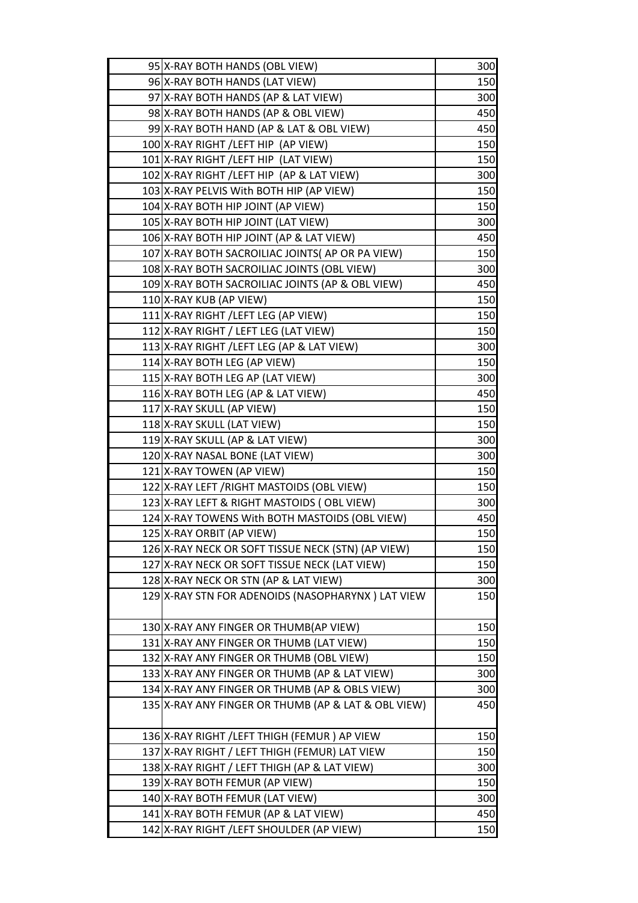| | | |
|---|---|---|
| 95 | X-RAY BOTH HANDS (OBL VIEW) | 300 |
| 96 | X-RAY BOTH HANDS (LAT VIEW) | 150 |
| 97 | X-RAY BOTH HANDS (AP & LAT VIEW) | 300 |
| 98 | X-RAY BOTH HANDS (AP & OBL VIEW) | 450 |
| 99 | X-RAY BOTH HAND (AP & LAT & OBL VIEW) | 450 |
| 100 | X-RAY RIGHT /LEFT HIP (AP VIEW) | 150 |
| 101 | X-RAY RIGHT /LEFT HIP (LAT VIEW) | 150 |
| 102 | X-RAY RIGHT /LEFT HIP (AP & LAT VIEW) | 300 |
| 103 | X-RAY PELVIS With BOTH HIP (AP VIEW) | 150 |
| 104 | X-RAY BOTH HIP JOINT (AP VIEW) | 150 |
| 105 | X-RAY BOTH HIP JOINT (LAT VIEW) | 300 |
| 106 | X-RAY BOTH HIP JOINT (AP & LAT VIEW) | 450 |
| 107 | X-RAY BOTH SACROILIAC JOINTS( AP OR PA VIEW) | 150 |
| 108 | X-RAY BOTH SACROILIAC JOINTS (OBL VIEW) | 300 |
| 109 | X-RAY BOTH SACROILIAC JOINTS (AP & OBL VIEW) | 450 |
| 110 | X-RAY KUB (AP VIEW) | 150 |
| 111 | X-RAY RIGHT /LEFT LEG (AP VIEW) | 150 |
| 112 | X-RAY RIGHT / LEFT LEG (LAT VIEW) | 150 |
| 113 | X-RAY RIGHT /LEFT LEG (AP & LAT VIEW) | 300 |
| 114 | X-RAY BOTH LEG (AP VIEW) | 150 |
| 115 | X-RAY BOTH LEG AP (LAT VIEW) | 300 |
| 116 | X-RAY BOTH LEG (AP & LAT VIEW) | 450 |
| 117 | X-RAY SKULL (AP VIEW) | 150 |
| 118 | X-RAY SKULL (LAT VIEW) | 150 |
| 119 | X-RAY SKULL (AP & LAT VIEW) | 300 |
| 120 | X-RAY NASAL BONE (LAT VIEW) | 300 |
| 121 | X-RAY TOWEN (AP VIEW) | 150 |
| 122 | X-RAY LEFT /RIGHT MASTOIDS (OBL VIEW) | 150 |
| 123 | X-RAY LEFT & RIGHT MASTOIDS ( OBL VIEW) | 300 |
| 124 | X-RAY TOWENS With BOTH MASTOIDS (OBL VIEW) | 450 |
| 125 | X-RAY ORBIT (AP VIEW) | 150 |
| 126 | X-RAY NECK OR SOFT TISSUE NECK (STN) (AP VIEW) | 150 |
| 127 | X-RAY NECK OR SOFT TISSUE NECK (LAT VIEW) | 150 |
| 128 | X-RAY NECK OR STN (AP & LAT VIEW) | 300 |
| 129 | X-RAY STN FOR ADENOIDS (NASOPHARYNX ) LAT VIEW | 150 |
| 130 | X-RAY ANY FINGER OR THUMB(AP VIEW) | 150 |
| 131 | X-RAY ANY FINGER OR THUMB (LAT VIEW) | 150 |
| 132 | X-RAY ANY FINGER OR THUMB (OBL VIEW) | 150 |
| 133 | X-RAY ANY FINGER OR THUMB (AP & LAT VIEW) | 300 |
| 134 | X-RAY ANY FINGER OR THUMB (AP & OBLS VIEW) | 300 |
| 135 | X-RAY ANY FINGER OR THUMB (AP & LAT & OBL VIEW) | 450 |
| 136 | X-RAY RIGHT /LEFT THIGH (FEMUR ) AP VIEW | 150 |
| 137 | X-RAY RIGHT / LEFT THIGH (FEMUR) LAT VIEW | 150 |
| 138 | X-RAY RIGHT / LEFT THIGH (AP & LAT VIEW) | 300 |
| 139 | X-RAY BOTH FEMUR (AP VIEW) | 150 |
| 140 | X-RAY BOTH FEMUR (LAT VIEW) | 300 |
| 141 | X-RAY BOTH FEMUR (AP & LAT VIEW) | 450 |
| 142 | X-RAY RIGHT /LEFT SHOULDER (AP VIEW) | 150 |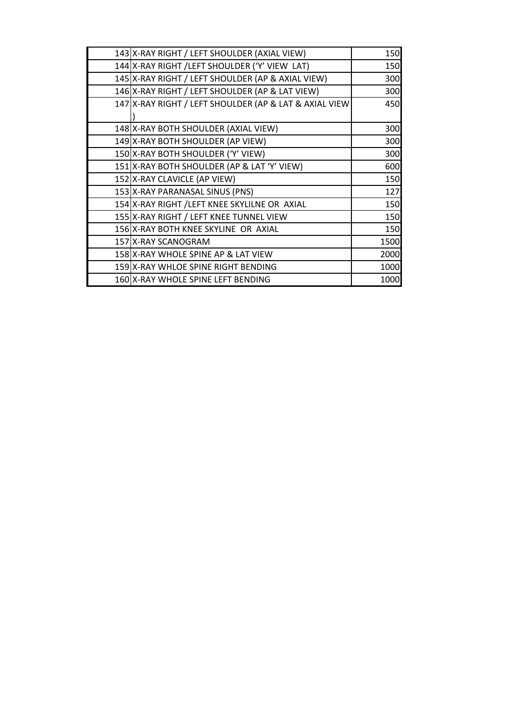| | | |
|---|---|---|
| 143 | X-RAY RIGHT / LEFT SHOULDER (AXIAL VIEW) | 150 |
| 144 | X-RAY RIGHT /LEFT SHOULDER ('Y' VIEW LAT) | 150 |
| 145 | X-RAY RIGHT / LEFT SHOULDER (AP & AXIAL VIEW) | 300 |
| 146 | X-RAY RIGHT / LEFT SHOULDER (AP & LAT VIEW) | 300 |
| 147 | X-RAY RIGHT / LEFT SHOULDER (AP & LAT & AXIAL VIEW ) | 450 |
| 148 | X-RAY BOTH SHOULDER (AXIAL VIEW) | 300 |
| 149 | X-RAY BOTH SHOULDER (AP VIEW) | 300 |
| 150 | X-RAY BOTH SHOULDER ('Y' VIEW) | 300 |
| 151 | X-RAY BOTH SHOULDER (AP & LAT 'Y' VIEW) | 600 |
| 152 | X-RAY CLAVICLE (AP VIEW) | 150 |
| 153 | X-RAY PARANASAL SINUS (PNS) | 127 |
| 154 | X-RAY RIGHT /LEFT KNEE SKYLILNE OR AXIAL | 150 |
| 155 | X-RAY RIGHT / LEFT KNEE TUNNEL VIEW | 150 |
| 156 | X-RAY BOTH KNEE SKYLINE OR AXIAL | 150 |
| 157 | X-RAY SCANOGRAM | 1500 |
| 158 | X-RAY WHOLE SPINE AP & LAT VIEW | 2000 |
| 159 | X-RAY WHLOE SPINE RIGHT BENDING | 1000 |
| 160 | X-RAY WHOLE SPINE LEFT BENDING | 1000 |